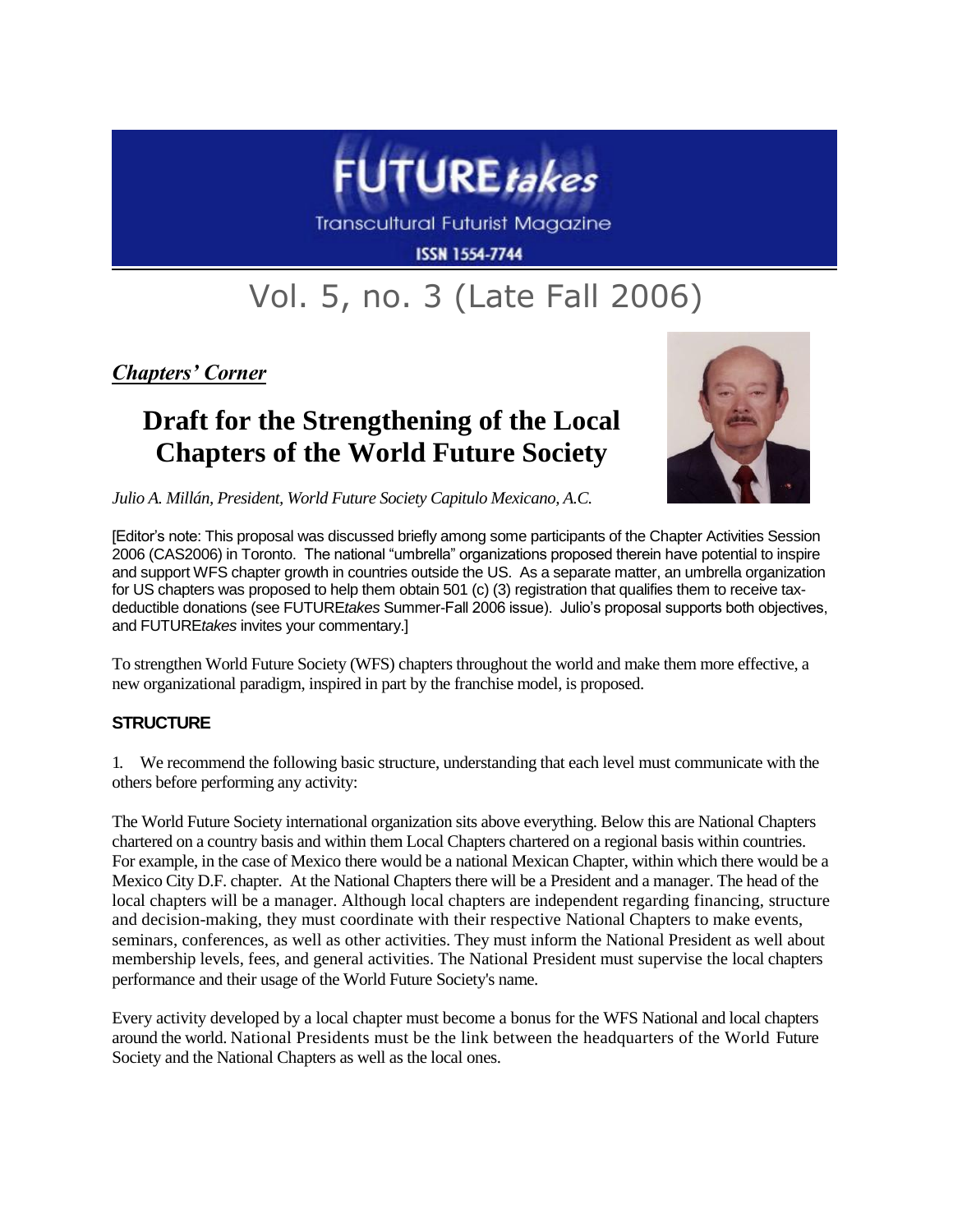# FUTURE*takes*

Transcultural Futurist Magazine

ISSN 1554-7744

## Vol. 5, no. 3 (Late Fall 2006)

***Chapters' Corner***

# Draft for the Strengthening of the Local Chapters of the World Future Society

*Julio A. Millán, President, World Future Society Capitulo Mexicano, A.C.*

[Editor's note: This proposal was discussed briefly among some participants of the Chapter Activities Session 2006 (CAS2006) in Toronto. The national "umbrella" organizations proposed therein have potential to inspire and support WFS chapter growth in countries outside the US. As a separate matter, an umbrella organization for US chapters was proposed to help them obtain 501 (c) (3) registration that qualifies them to receive tax-deductible donations (see FUTURE*takes* Summer-Fall 2006 issue). Julio's proposal supports both objectives, and FUTURE*takes* invites your commentary.]

To strengthen World Future Society (WFS) chapters throughout the world and make them more effective, a new organizational paradigm, inspired in part by the franchise model, is proposed.

### STRUCTURE

1. We recommend the following basic structure, understanding that each level must communicate with the others before performing any activity:

The World Future Society international organization sits above everything. Below this are National Chapters chartered on a country basis and within them Local Chapters chartered on a regional basis within countries. For example, in the case of Mexico there would be a national Mexican Chapter, within which there would be a Mexico City D.F. chapter. At the National Chapters there will be a President and a manager. The head of the local chapters will be a manager. Although local chapters are independent regarding financing, structure and decision-making, they must coordinate with their respective National Chapters to make events, seminars, conferences, as well as other activities. They must inform the National President as well about membership levels, fees, and general activities. The National President must supervise the local chapters performance and their usage of the World Future Society's name.

Every activity developed by a local chapter must become a bonus for the WFS National and local chapters around the world. National Presidents must be the link between the headquarters of the World Future Society and the National Chapters as well as the local ones.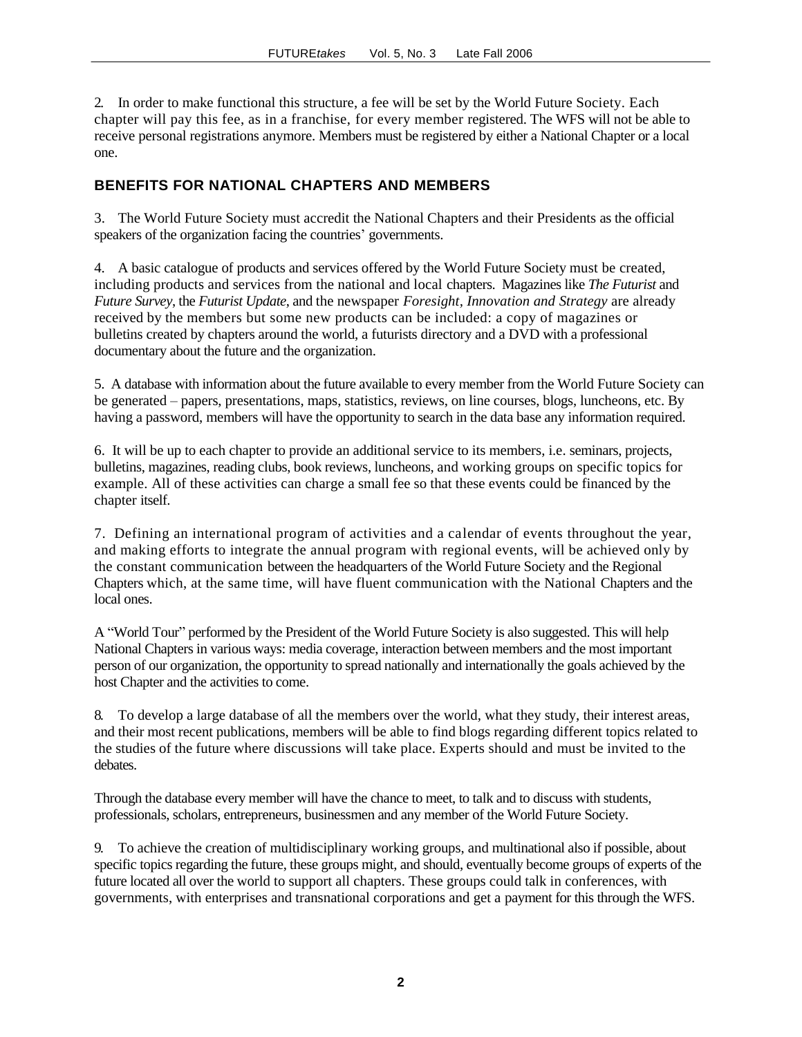2. In order to make functional this structure, a fee will be set by the World Future Society. Each chapter will pay this fee, as in a franchise, for every member registered. The WFS will not be able to receive personal registrations anymore. Members must be registered by either a National Chapter or a local one.

## BENEFITS FOR NATIONAL CHAPTERS AND MEMBERS

3. The World Future Society must accredit the National Chapters and their Presidents as the official speakers of the organization facing the countries' governments.

4. A basic catalogue of products and services offered by the World Future Society must be created, including products and services from the national and local chapters. Magazines like *The Futurist* and *Future Survey*, the *Futurist Update*, and the newspaper *Foresight, Innovation and Strategy* are already received by the members but some new products can be included: a copy of magazines or bulletins created by chapters around the world, a futurists directory and a DVD with a professional documentary about the future and the organization.

5. A database with information about the future available to every member from the World Future Society can be generated – papers, presentations, maps, statistics, reviews, on line courses, blogs, luncheons, etc. By having a password, members will have the opportunity to search in the data base any information required.

6. It will be up to each chapter to provide an additional service to its members, i.e. seminars, projects, bulletins, magazines, reading clubs, book reviews, luncheons, and working groups on specific topics for example. All of these activities can charge a small fee so that these events could be financed by the chapter itself.

7. Defining an international program of activities and a calendar of events throughout the year, and making efforts to integrate the annual program with regional events, will be achieved only by the constant communication between the headquarters of the World Future Society and the Regional Chapters which, at the same time, will have fluent communication with the National Chapters and the local ones.

A "World Tour" performed by the President of the World Future Society is also suggested. This will help National Chapters in various ways: media coverage, interaction between members and the most important person of our organization, the opportunity to spread nationally and internationally the goals achieved by the host Chapter and the activities to come.

8. To develop a large database of all the members over the world, what they study, their interest areas, and their most recent publications, members will be able to find blogs regarding different topics related to the studies of the future where discussions will take place. Experts should and must be invited to the debates.

Through the database every member will have the chance to meet, to talk and to discuss with students, professionals, scholars, entrepreneurs, businessmen and any member of the World Future Society.

9. To achieve the creation of multidisciplinary working groups, and multinational also if possible, about specific topics regarding the future, these groups might, and should, eventually become groups of experts of the future located all over the world to support all chapters. These groups could talk in conferences, with governments, with enterprises and transnational corporations and get a payment for this through the WFS.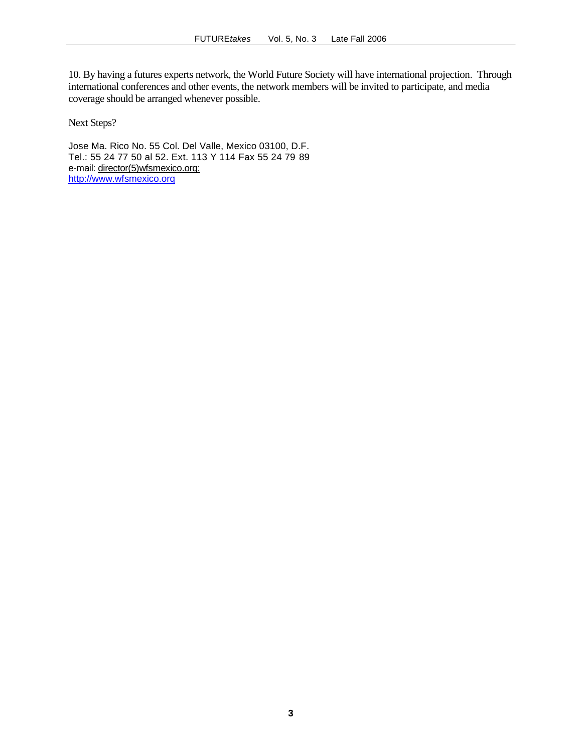10. By having a futures experts network, the World Future Society will have international projection. Through international conferences and other events, the network members will be invited to participate, and media coverage should be arranged whenever possible.

Next Steps?

Jose Ma. Rico No. 55 Col. Del Valle, Mexico 03100, D.F.
Tel.: 55 24 77 50 al 52. Ext. 113 Y 114 Fax 55 24 79 89
e-mail: director(5)wfsmexico.orq:
http://www.wfsmexico.orq